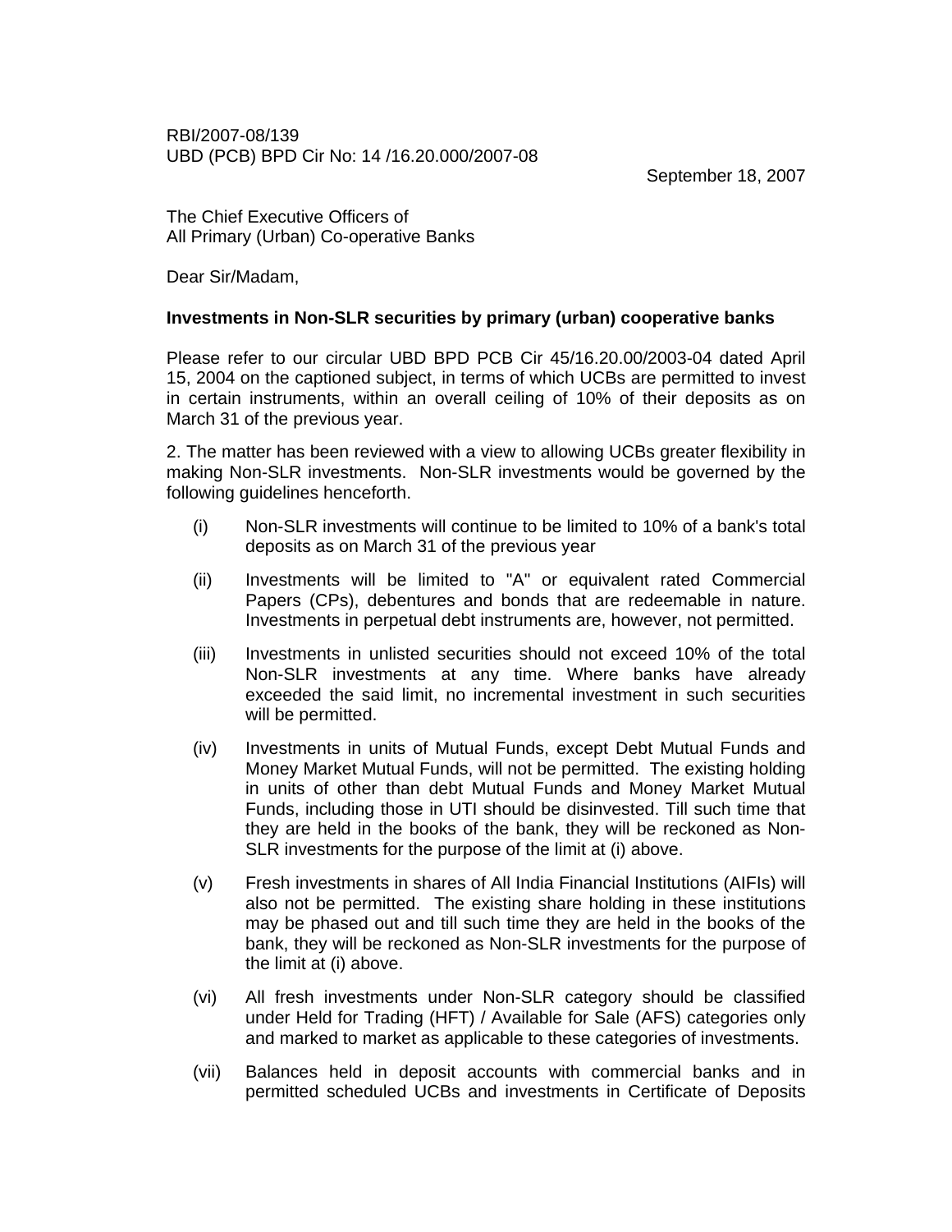RBI/2007-08/139
UBD (PCB) BPD Cir No: 14 /16.20.000/2007-08

September 18, 2007

The Chief Executive Officers of
All Primary (Urban) Co-operative Banks

Dear Sir/Madam,

**Investments in Non-SLR securities by primary (urban) cooperative banks**

Please refer to our circular UBD BPD PCB Cir 45/16.20.00/2003-04 dated April 15, 2004 on the captioned subject, in terms of which UCBs are permitted to invest in certain instruments, within an overall ceiling of 10% of their deposits as on March 31 of the previous year.

2. The matter has been reviewed with a view to allowing UCBs greater flexibility in making Non-SLR investments. Non-SLR investments would be governed by the following guidelines henceforth.

(i) Non-SLR investments will continue to be limited to 10% of a bank's total deposits as on March 31 of the previous year

(ii) Investments will be limited to "A" or equivalent rated Commercial Papers (CPs), debentures and bonds that are redeemable in nature. Investments in perpetual debt instruments are, however, not permitted.

(iii) Investments in unlisted securities should not exceed 10% of the total Non-SLR investments at any time. Where banks have already exceeded the said limit, no incremental investment in such securities will be permitted.

(iv) Investments in units of Mutual Funds, except Debt Mutual Funds and Money Market Mutual Funds, will not be permitted. The existing holding in units of other than debt Mutual Funds and Money Market Mutual Funds, including those in UTI should be disinvested. Till such time that they are held in the books of the bank, they will be reckoned as Non-SLR investments for the purpose of the limit at (i) above.

(v) Fresh investments in shares of All India Financial Institutions (AIFIs) will also not be permitted. The existing share holding in these institutions may be phased out and till such time they are held in the books of the bank, they will be reckoned as Non-SLR investments for the purpose of the limit at (i) above.

(vi) All fresh investments under Non-SLR category should be classified under Held for Trading (HFT) / Available for Sale (AFS) categories only and marked to market as applicable to these categories of investments.

(vii) Balances held in deposit accounts with commercial banks and in permitted scheduled UCBs and investments in Certificate of Deposits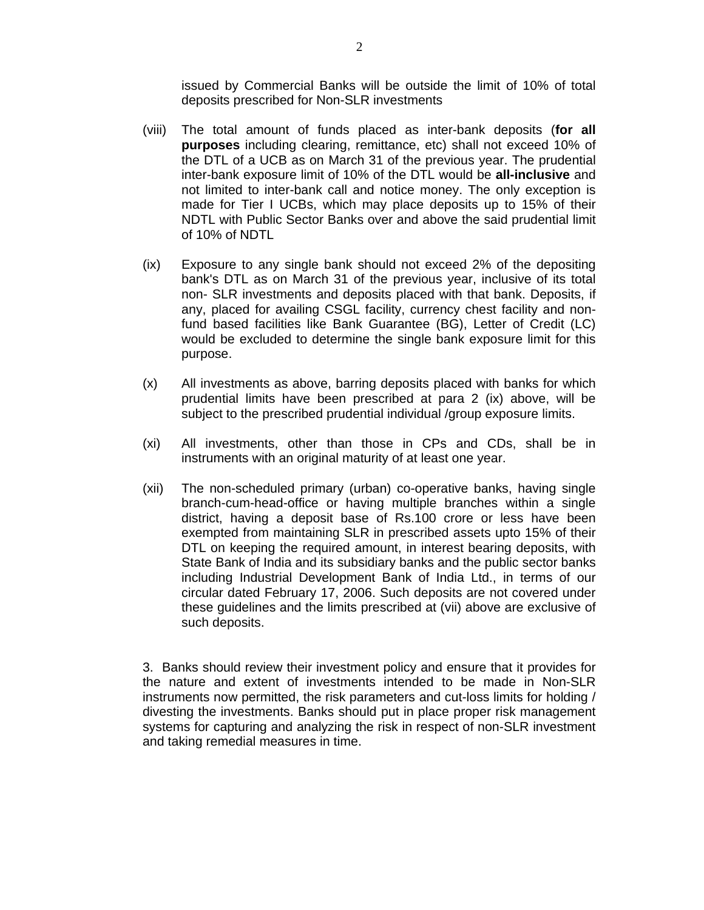issued by Commercial Banks will be outside the limit of 10% of total deposits prescribed for Non-SLR investments

(viii) The total amount of funds placed as inter-bank deposits (**for all purposes** including clearing, remittance, etc) shall not exceed 10% of the DTL of a UCB as on March 31 of the previous year. The prudential inter-bank exposure limit of 10% of the DTL would be **all-inclusive** and not limited to inter-bank call and notice money. The only exception is made for Tier I UCBs, which may place deposits up to 15% of their NDTL with Public Sector Banks over and above the said prudential limit of 10% of NDTL

(ix) Exposure to any single bank should not exceed 2% of the depositing bank's DTL as on March 31 of the previous year, inclusive of its total non- SLR investments and deposits placed with that bank. Deposits, if any, placed for availing CSGL facility, currency chest facility and non-fund based facilities like Bank Guarantee (BG), Letter of Credit (LC) would be excluded to determine the single bank exposure limit for this purpose.

(x) All investments as above, barring deposits placed with banks for which prudential limits have been prescribed at para 2 (ix) above, will be subject to the prescribed prudential individual /group exposure limits.

(xi) All investments, other than those in CPs and CDs, shall be in instruments with an original maturity of at least one year.

(xii) The non-scheduled primary (urban) co-operative banks, having single branch-cum-head-office or having multiple branches within a single district, having a deposit base of Rs.100 crore or less have been exempted from maintaining SLR in prescribed assets upto 15% of their DTL on keeping the required amount, in interest bearing deposits, with State Bank of India and its subsidiary banks and the public sector banks including Industrial Development Bank of India Ltd., in terms of our circular dated February 17, 2006. Such deposits are not covered under these guidelines and the limits prescribed at (vii) above are exclusive of such deposits.

3. Banks should review their investment policy and ensure that it provides for the nature and extent of investments intended to be made in Non-SLR instruments now permitted, the risk parameters and cut-loss limits for holding / divesting the investments. Banks should put in place proper risk management systems for capturing and analyzing the risk in respect of non-SLR investment and taking remedial measures in time.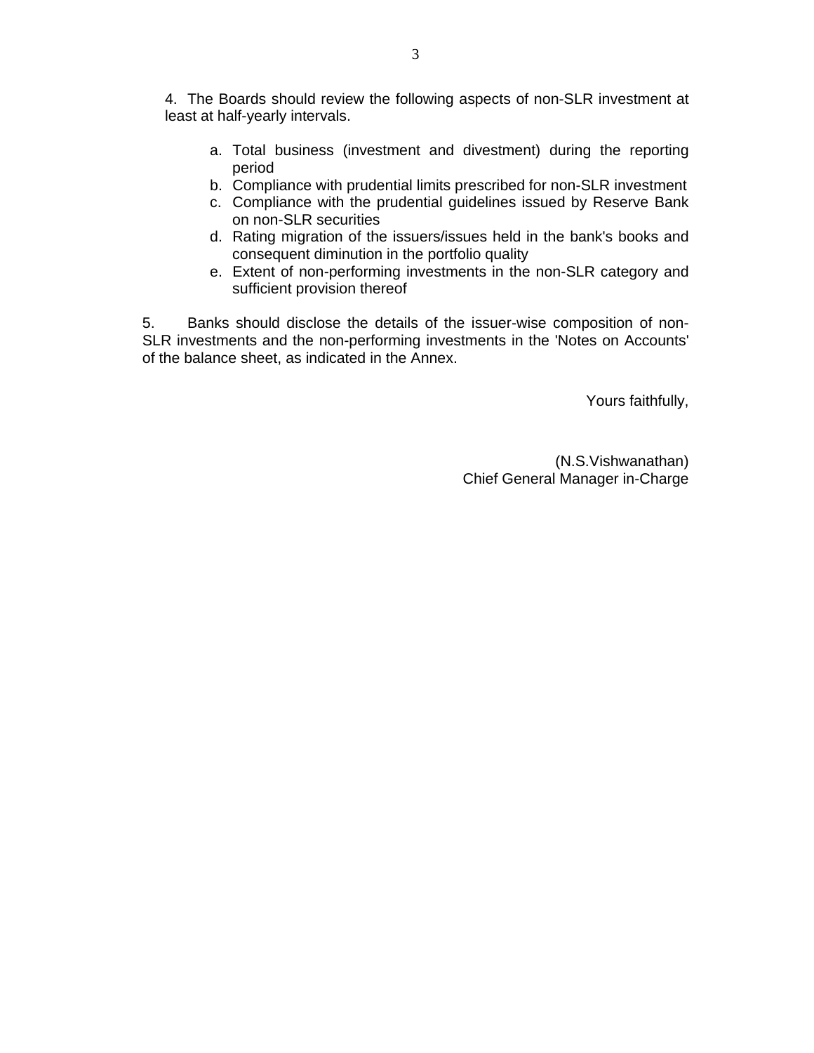4. The Boards should review the following aspects of non-SLR investment at least at half-yearly intervals.

  a. Total business (investment and divestment) during the reporting period
  b. Compliance with prudential limits prescribed for non-SLR investment
  c. Compliance with the prudential guidelines issued by Reserve Bank on non-SLR securities
  d. Rating migration of the issuers/issues held in the bank's books and consequent diminution in the portfolio quality
  e. Extent of non-performing investments in the non-SLR category and sufficient provision thereof

5. Banks should disclose the details of the issuer-wise composition of non-SLR investments and the non-performing investments in the 'Notes on Accounts' of the balance sheet, as indicated in the Annex.

Yours faithfully,

(N.S.Vishwanathan)
Chief General Manager in-Charge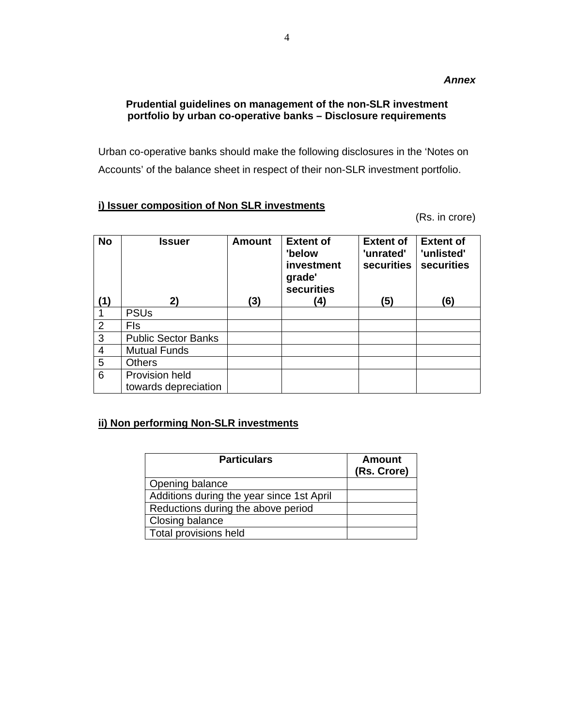***Annex***

**Prudential guidelines on management of the non-SLR investment portfolio by urban co-operative banks – Disclosure requirements**

Urban co-operative banks should make the following disclosures in the 'Notes on Accounts' of the balance sheet in respect of their non-SLR investment portfolio.

**i) Issuer composition of Non SLR investments**

(Rs. in crore)

| No<br>(1) | Issuer<br>2) | Amount<br>(3) | Extent of 'below investment grade' securities<br>(4) | Extent of 'unrated' securities<br>(5) | Extent of 'unlisted' securities<br>(6) |
|---|---|---|---|---|---|
| 1 | PSUs | | | | |
| 2 | FIs | | | | |
| 3 | Public Sector Banks | | | | |
| 4 | Mutual Funds | | | | |
| 5 | Others | | | | |
| 6 | Provision held towards depreciation | | | | |

**ii) Non performing Non-SLR investments**

| Particulars | Amount (Rs. Crore) |
|---|---|
| Opening balance | |
| Additions during the year since 1st April | |
| Reductions during the above period | |
| Closing balance | |
| Total provisions held | |